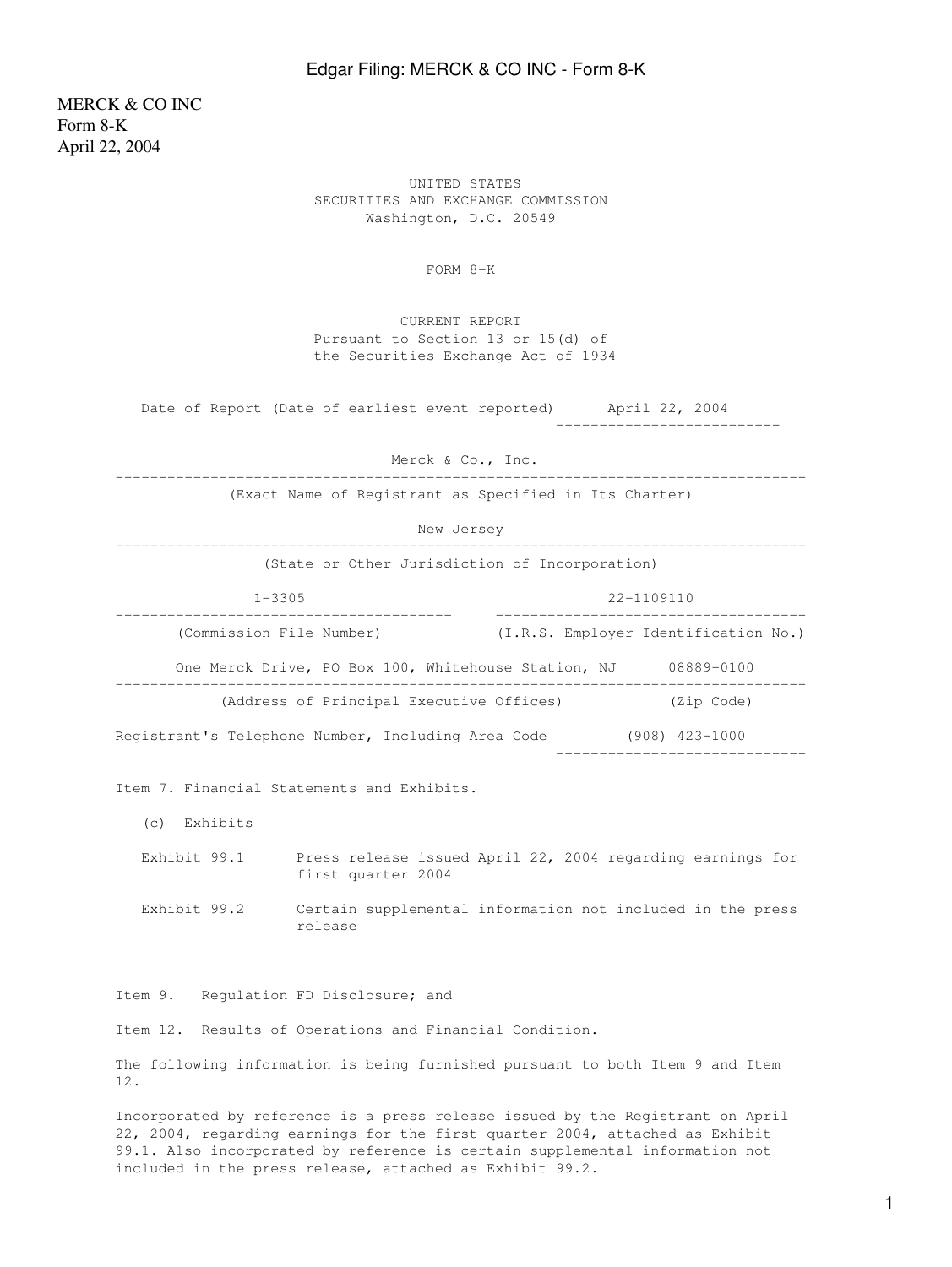MERCK & CO INC
Form 8-K
April 22, 2004

UNITED STATES
SECURITIES AND EXCHANGE COMMISSION
Washington, D.C. 20549

# FORM 8-K

CURRENT REPORT
Pursuant to Section 13 or 15(d) of
the Securities Exchange Act of 1934

Date of Report (Date of earliest event reported) April 22, 2004

Merck & Co., Inc.

(Exact Name of Registrant as Specified in Its Charter)

New Jersey

(State or Other Jurisdiction of Incorporation)

| 1-3305 | 22-1109110 |
|---|---|
| (Commission File Number) | (I.R.S. Employer Identification No.) |

| One Merck Drive, PO Box 100, Whitehouse Station, NJ | 08889-0100 |
|---|---|
| (Address of Principal Executive Offices) | (Zip Code) |

Registrant's Telephone Number, Including Area Code (908) 423-1000

Item 7. Financial Statements and Exhibits.

(c) Exhibits

| Exhibit 99.1 | Press release issued April 22, 2004 regarding earnings for first quarter 2004 |
|---|---|
| Exhibit 99.2 | Certain supplemental information not included in the press release |

Item 9. Regulation FD Disclosure; and

Item 12. Results of Operations and Financial Condition.

The following information is being furnished pursuant to both Item 9 and Item 12.

Incorporated by reference is a press release issued by the Registrant on April 22, 2004, regarding earnings for the first quarter 2004, attached as Exhibit 99.1. Also incorporated by reference is certain supplemental information not included in the press release, attached as Exhibit 99.2.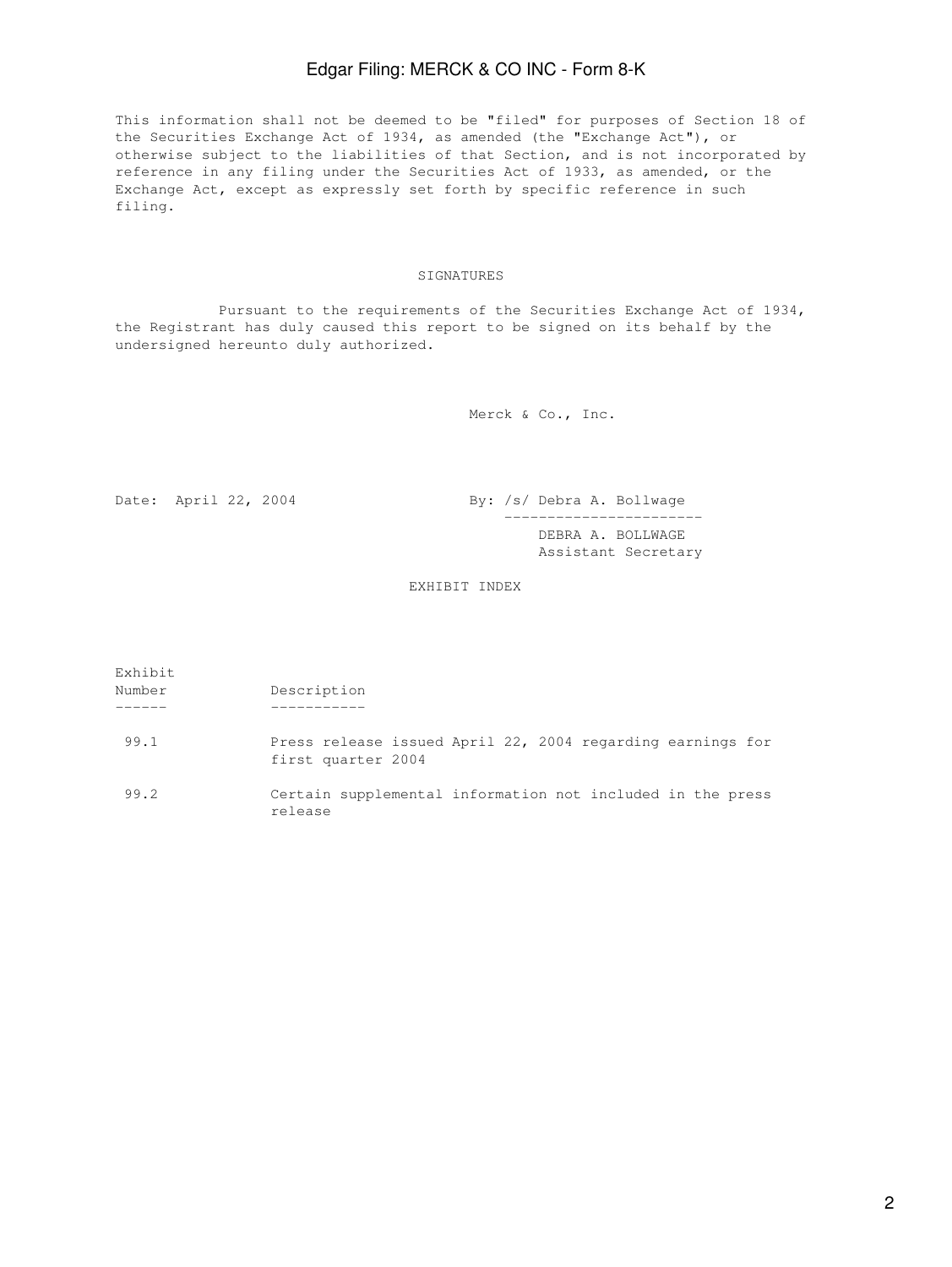This information shall not be deemed to be "filed" for purposes of Section 18 of the Securities Exchange Act of 1934, as amended (the "Exchange Act"), or otherwise subject to the liabilities of that Section, and is not incorporated by reference in any filing under the Securities Act of 1933, as amended, or the Exchange Act, except as expressly set forth by specific reference in such filing.

## SIGNATURES

Pursuant to the requirements of the Securities Exchange Act of 1934, the Registrant has duly caused this report to be signed on its behalf by the undersigned hereunto duly authorized.

Merck & Co., Inc.

Date: April 22, 2004

By: /s/ Debra A. Bollwage

DEBRA A. BOLLWAGE
Assistant Secretary

## EXHIBIT INDEX

| Exhibit Number | Description |
|---|---|
| 99.1 | Press release issued April 22, 2004 regarding earnings for first quarter 2004 |
| 99.2 | Certain supplemental information not included in the press release |